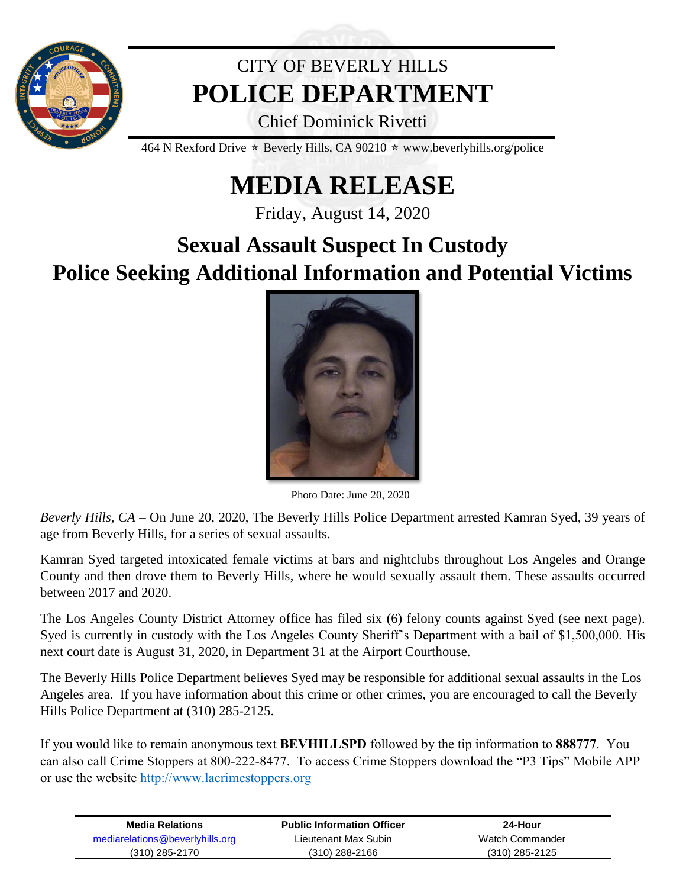# CITY OF BEVERLY HILLS
# POLICE DEPARTMENT

Chief Dominick Rivetti

464 N Rexford Drive ⋆ Beverly Hills, CA 90210 ⋆ www.beverlyhills.org/police

# MEDIA RELEASE

Friday, August 14, 2020

## Sexual Assault Suspect In Custody
## Police Seeking Additional Information and Potential Victims

Photo Date: June 20, 2020

*Beverly Hills, CA* – On June 20, 2020, The Beverly Hills Police Department arrested Kamran Syed, 39 years of age from Beverly Hills, for a series of sexual assaults.

Kamran Syed targeted intoxicated female victims at bars and nightclubs throughout Los Angeles and Orange County and then drove them to Beverly Hills, where he would sexually assault them. These assaults occurred between 2017 and 2020.

The Los Angeles County District Attorney office has filed six (6) felony counts against Syed (see next page). Syed is currently in custody with the Los Angeles County Sheriff's Department with a bail of $1,500,000. His next court date is August 31, 2020, in Department 31 at the Airport Courthouse.

The Beverly Hills Police Department believes Syed may be responsible for additional sexual assaults in the Los Angeles area. If you have information about this crime or other crimes, you are encouraged to call the Beverly Hills Police Department at (310) 285-2125.

If you would like to remain anonymous text **BEVHILLSPD** followed by the tip information to **888777**. You can also call Crime Stoppers at 800-222-8477. To access Crime Stoppers download the "P3 Tips" Mobile APP or use the website http://www.lacrimestoppers.org

| Media Relations | Public Information Officer | 24-Hour |
|---|---|---|
| mediarelations@beverlyhills.org | Lieutenant Max Subin | Watch Commander |
| (310) 285-2170 | (310) 288-2166 | (310) 285-2125 |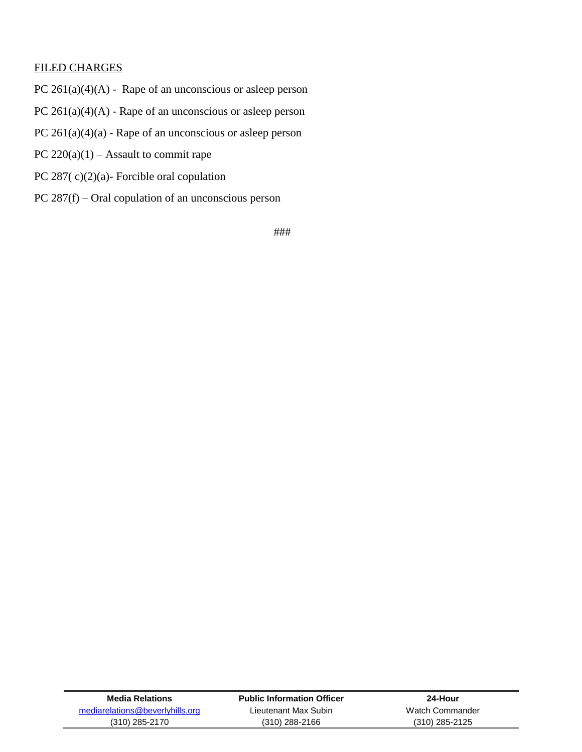FILED CHARGES

PC 261(a)(4)(A) - Rape of an unconscious or asleep person

PC 261(a)(4)(A) - Rape of an unconscious or asleep person

PC 261(a)(4)(a) - Rape of an unconscious or asleep person

PC 220(a)(1) – Assault to commit rape

PC 287( c)(2)(a)- Forcible oral copulation

PC 287(f) – Oral copulation of an unconscious person

###

| Media Relations | Public Information Officer | 24-Hour |
|---|---|---|
| mediarelations@beverlyhills.org | Lieutenant Max Subin | Watch Commander |
| (310) 285-2170 | (310) 288-2166 | (310) 285-2125 |